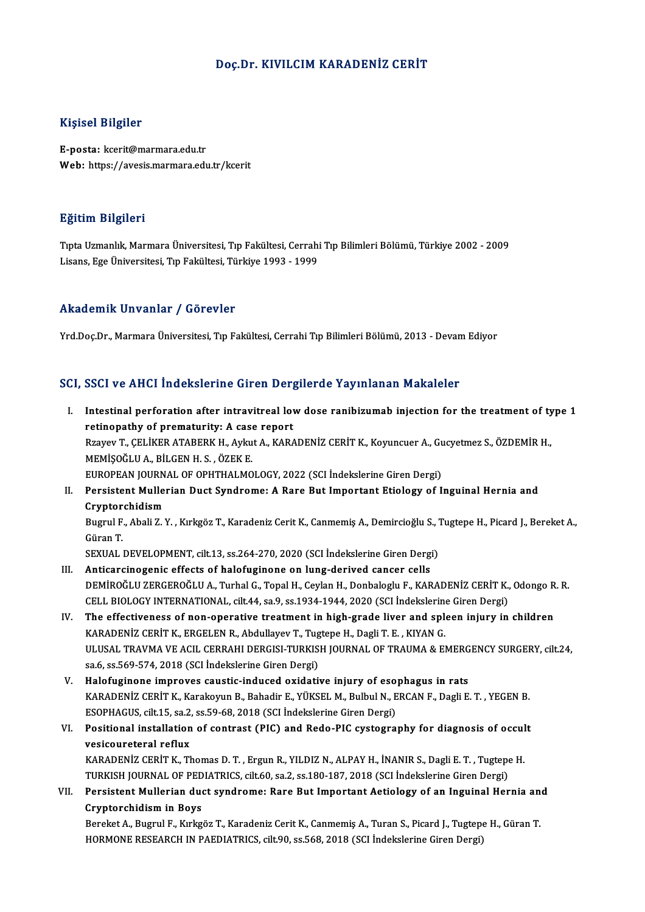# Doç.Dr. KIVILCIM KARADENİZ CERİT

## Kişisel Bilgiler

**E-posta:** kcerit@marmara.edu.tr
**Web:** https://avesis.marmara.edu.tr/kcerit

## Eğitim Bilgileri

Tıpta Uzmanlık, Marmara Üniversitesi, Tıp Fakültesi, Cerrahi Tıp Bilimleri Bölümü, Türkiye 2002 - 2009
Lisans, Ege Üniversitesi, Tıp Fakültesi, Türkiye 1993 - 1999

## Akademik Unvanlar / Görevler

Yrd.Doç.Dr., Marmara Üniversitesi, Tıp Fakültesi, Cerrahi Tıp Bilimleri Bölümü, 2013 - Devam Ediyor

## SCI, SSCI ve AHCI İndekslerine Giren Dergilerde Yayınlanan Makaleler

I. **Intestinal perforation after intravitreal low dose ranibizumab injection for the treatment of type 1 retinopathy of prematurity: A case report**
Rzayev T., ÇELİKER ATABERK H., Aykut A., KARADENİZ CERİT K., Koyuncuer A., Gucyetmez S., ÖZDEMİR H., MEMİŞOĞLU A., BİLGEN H. S. , ÖZEK E.
EUROPEAN JOURNAL OF OPHTHALMOLOGY, 2022 (SCI İndekslerine Giren Dergi)

II. **Persistent Mullerian Duct Syndrome: A Rare But Important Etiology of Inguinal Hernia and Cryptorchidism**
Bugrul F., Abali Z. Y. , Kırkgöz T., Karadeniz Cerit K., Canmemiş A., Demircioğlu S., Tugtepe H., Picard J., Bereket A., Güran T.
SEXUAL DEVELOPMENT, cilt.13, ss.264-270, 2020 (SCI İndekslerine Giren Dergi)

III. **Anticarcinogenic effects of halofuginone on lung-derived cancer cells**
DEMİROĞLU ZERGEROĞLU A., Turhal G., Topal H., Ceylan H., Donbaloglu F., KARADENİZ CERİT K., Odongo R. R.
CELL BIOLOGY INTERNATIONAL, cilt.44, sa.9, ss.1934-1944, 2020 (SCI İndekslerine Giren Dergi)

IV. **The effectiveness of non-operative treatment in high-grade liver and spleen injury in children**
KARADENİZ CERİT K., ERGELEN R., Abdullayev T., Tugtepe H., Dagli T. E. , KIYAN G.
ULUSAL TRAVMA VE ACIL CERRAHI DERGISI-TURKISH JOURNAL OF TRAUMA & EMERGENCY SURGERY, cilt.24, sa.6, ss.569-574, 2018 (SCI İndekslerine Giren Dergi)

V. **Halofuginone improves caustic-induced oxidative injury of esophagus in rats**
KARADENİZ CERİT K., Karakoyun B., Bahadir E., YÜKSEL M., Bulbul N., ERCAN F., Dagli E. T. , YEGEN B.
ESOPHAGUS, cilt.15, sa.2, ss.59-68, 2018 (SCI İndekslerine Giren Dergi)

VI. **Positional installation of contrast (PIC) and Redo-PIC cystography for diagnosis of occult vesicoureteral reflux**
KARADENİZ CERİT K., Thomas D. T. , Ergun R., YILDIZ N., ALPAY H., İNANIR S., Dagli E. T. , Tugtepe H.
TURKISH JOURNAL OF PEDIATRICS, cilt.60, sa.2, ss.180-187, 2018 (SCI İndekslerine Giren Dergi)

VII. **Persistent Mullerian duct syndrome: Rare But Important Aetiology of an Inguinal Hernia and Cryptorchidism in Boys**
Bereket A., Bugrul F., Kırkgöz T., Karadeniz Cerit K., Canmemiş A., Turan S., Picard J., Tugtepe H., Güran T.
HORMONE RESEARCH IN PAEDIATRICS, cilt.90, ss.568, 2018 (SCI İndekslerine Giren Dergi)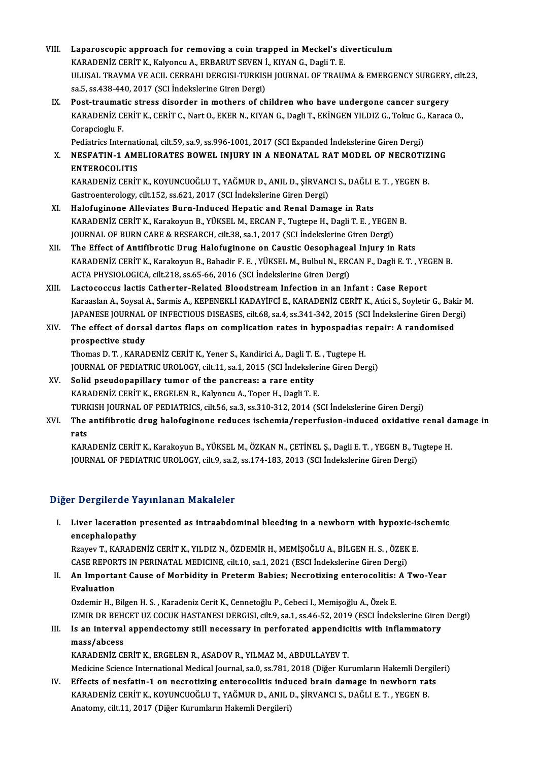VIII. **Laparoscopic approach for removing a coin trapped in Meckel's diverticulum**
KARADENİZ CERİT K., Kalyoncu A., ERBARUT SEVEN İ., KIYAN G., Dagli T. E.
ULUSAL TRAVMA VE ACIL CERRAHI DERGISI-TURKISH JOURNAL OF TRAUMA & EMERGENCY SURGERY, cilt.23, sa.5, ss.438-440, 2017 (SCI İndekslerine Giren Dergi)

IX. **Post-traumatic stress disorder in mothers of children who have undergone cancer surgery**
KARADENİZ CERİT K., CERİT C., Nart O., EKER N., KIYAN G., Dagli T., EKİNGEN YILDIZ G., Tokuc G., Karaca O., Corapcioglu F.
Pediatrics International, cilt.59, sa.9, ss.996-1001, 2017 (SCI Expanded İndekslerine Giren Dergi)

X. **NESFATIN-1 AMELIORATES BOWEL INJURY IN A NEONATAL RAT MODEL OF NECROTIZING ENTEROCOLITIS**
KARADENİZ CERİT K., KOYUNCUOĞLU T., YAĞMUR D., ANIL D., ŞİRVANCI S., DAĞLI E. T. , YEGEN B.
Gastroenterology, cilt.152, ss.621, 2017 (SCI İndekslerine Giren Dergi)

XI. **Halofuginone Alleviates Burn-Induced Hepatic and Renal Damage in Rats**
KARADENİZ CERİT K., Karakoyun B., YÜKSEL M., ERCAN F., Tugtepe H., Dagli T. E. , YEGEN B.
JOURNAL OF BURN CARE & RESEARCH, cilt.38, sa.1, 2017 (SCI İndekslerine Giren Dergi)

XII. **The Effect of Antifibrotic Drug Halofuginone on Caustic Oesophageal Injury in Rats**
KARADENİZ CERİT K., Karakoyun B., Bahadir F. E. , YÜKSEL M., Bulbul N., ERCAN F., Dagli E. T. , YEGEN B.
ACTA PHYSIOLOGICA, cilt.218, ss.65-66, 2016 (SCI İndekslerine Giren Dergi)

XIII. **Lactococcus lactis Catherter-Related Bloodstream Infection in an Infant : Case Report**
Karaaslan A., Soysal A., Sarmis A., KEPENEKLİ KADAYİFCİ E., KARADENİZ CERİT K., Atici S., Soyletir G., Bakir M.
JAPANESE JOURNAL OF INFECTIOUS DISEASES, cilt.68, sa.4, ss.341-342, 2015 (SCI İndekslerine Giren Dergi)

XIV. **The effect of dorsal dartos flaps on complication rates in hypospadias repair: A randomised prospective study**
Thomas D. T. , KARADENİZ CERİT K., Yener S., Kandirici A., Dagli T. E. , Tugtepe H.
JOURNAL OF PEDIATRIC UROLOGY, cilt.11, sa.1, 2015 (SCI İndekslerine Giren Dergi)

XV. **Solid pseudopapillary tumor of the pancreas: a rare entity**
KARADENİZ CERİT K., ERGELEN R., Kalyoncu A., Toper H., Dagli T. E.
TURKISH JOURNAL OF PEDIATRICS, cilt.56, sa.3, ss.310-312, 2014 (SCI İndekslerine Giren Dergi)

XVI. **The antifibrotic drug halofuginone reduces ischemia/reperfusion-induced oxidative renal damage in rats**
KARADENİZ CERİT K., Karakoyun B., YÜKSEL M., ÖZKAN N., ÇETİNEL Ş., Dagli E. T. , YEGEN B., Tugtepe H.
JOURNAL OF PEDIATRIC UROLOGY, cilt.9, sa.2, ss.174-183, 2013 (SCI İndekslerine Giren Dergi)

## Diğer Dergilerde Yayınlanan Makaleler

I. **Liver laceration presented as intraabdominal bleeding in a newborn with hypoxic-ischemic encephalopathy**
Rzayev T., KARADENİZ CERİT K., YILDIZ N., ÖZDEMİR H., MEMİŞOĞLU A., BİLGEN H. S. , ÖZEK E.
CASE REPORTS IN PERINATAL MEDICINE, cilt.10, sa.1, 2021 (ESCI İndekslerine Giren Dergi)

II. **An Important Cause of Morbidity in Preterm Babies; Necrotizing enterocolitis: A Two-Year Evaluation**
Ozdemir H., Bilgen H. S. , Karadeniz Cerit K., Cennetoğlu P., Cebeci I., Memişoğlu A., Özek E.
IZMIR DR BEHCET UZ COCUK HASTANESI DERGISI, cilt.9, sa.1, ss.46-52, 2019 (ESCI İndekslerine Giren Dergi)

III. **Is an interval appendectomy still necessary in perforated appendicitis with inflammatory mass/abcess**
KARADENİZ CERİT K., ERGELEN R., ASADOV R., YILMAZ M., ABDULLAYEV T.
Medicine Science International Medical Journal, sa.0, ss.781, 2018 (Diğer Kurumların Hakemli Dergileri)

IV. **Effects of nesfatin-1 on necrotizing enterocolitis induced brain damage in newborn rats**
KARADENİZ CERİT K., KOYUNCUOĞLU T., YAĞMUR D., ANIL D., ŞİRVANCI S., DAĞLI E. T. , YEGEN B.
Anatomy, cilt.11, 2017 (Diğer Kurumların Hakemli Dergileri)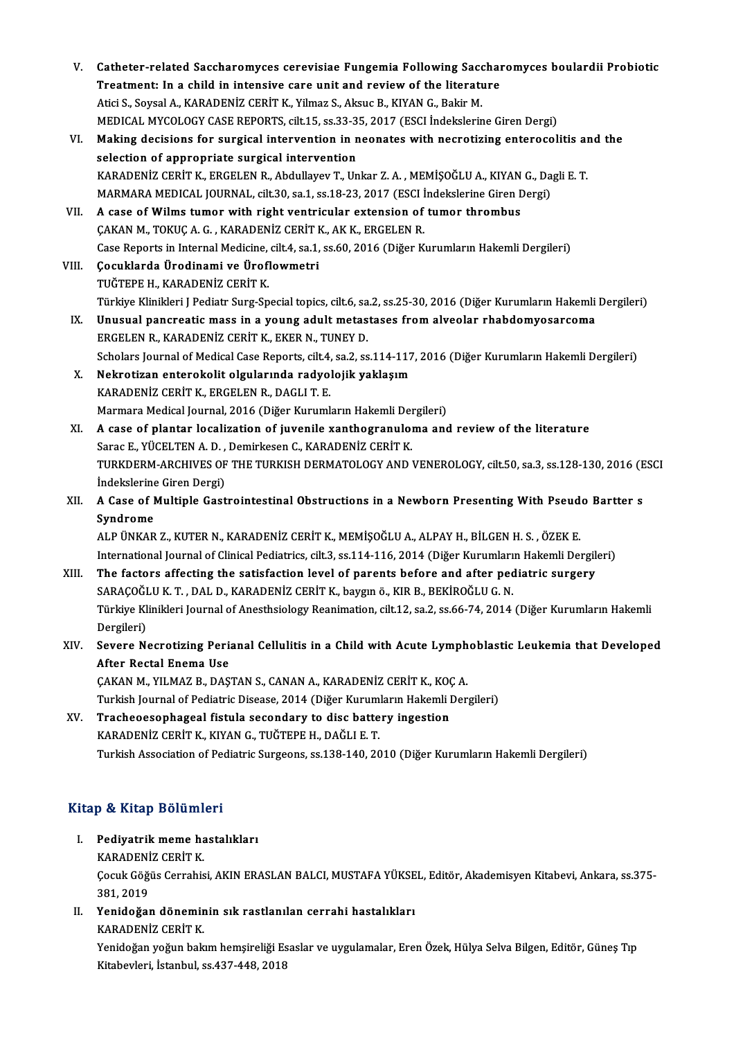V. **Catheter-related Saccharomyces cerevisiae Fungemia Following Saccharomyces boulardii Probiotic Treatment: In a child in intensive care unit and review of the literature**
Atici S., Soysal A., KARADENİZ CERİT K., Yilmaz S., Aksuc B., KIYAN G., Bakir M.
MEDICAL MYCOLOGY CASE REPORTS, cilt.15, ss.33-35, 2017 (ESCI İndekslerine Giren Dergi)

VI. **Making decisions for surgical intervention in neonates with necrotizing enterocolitis and the selection of appropriate surgical intervention**
KARADENİZ CERİT K., ERGELEN R., Abdullayev T., Unkar Z. A. , MEMİŞOĞLU A., KIYAN G., Dagli E. T.
MARMARA MEDICAL JOURNAL, cilt.30, sa.1, ss.18-23, 2017 (ESCI İndekslerine Giren Dergi)

VII. **A case of Wilms tumor with right ventricular extension of tumor thrombus**
ÇAKAN M., TOKUÇ A. G. , KARADENİZ CERİT K., AK K., ERGELEN R.
Case Reports in Internal Medicine, cilt.4, sa.1, ss.60, 2016 (Diğer Kurumların Hakemli Dergileri)

VIII. **Çocuklarda Ürodinami ve Üroflowmetri**
TUĞTEPE H., KARADENİZ CERİT K.
Türkiye Klinikleri J Pediatr Surg-Special topics, cilt.6, sa.2, ss.25-30, 2016 (Diğer Kurumların Hakemli Dergileri)

IX. **Unusual pancreatic mass in a young adult metastases from alveolar rhabdomyosarcoma**
ERGELEN R., KARADENİZ CERİT K., EKER N., TUNEY D.
Scholars Journal of Medical Case Reports, cilt.4, sa.2, ss.114-117, 2016 (Diğer Kurumların Hakemli Dergileri)

X. **Nekrotizan enterokolit olgularında radyolojik yaklaşım**
KARADENİZ CERİT K., ERGELEN R., DAGLI T. E.
Marmara Medical Journal, 2016 (Diğer Kurumların Hakemli Dergileri)

XI. **A case of plantar localization of juvenile xanthogranuloma and review of the literature**
Sarac E., YÜCELTEN A. D. , Demirkesen C., KARADENİZ CERİT K.
TURKDERM-ARCHIVES OF THE TURKISH DERMATOLOGY AND VENEROLOGY, cilt.50, sa.3, ss.128-130, 2016 (ESCI İndekslerine Giren Dergi)

XII. **A Case of Multiple Gastrointestinal Obstructions in a Newborn Presenting With Pseudo Bartter s Syndrome**
ALP ÜNKAR Z., KUTER N., KARADENİZ CERİT K., MEMİŞOĞLU A., ALPAY H., BİLGEN H. S. , ÖZEK E.
International Journal of Clinical Pediatrics, cilt.3, ss.114-116, 2014 (Diğer Kurumların Hakemli Dergileri)

XIII. **The factors affecting the satisfaction level of parents before and after pediatric surgery**
SARAÇOĞLU K. T. , DAL D., KARADENİZ CERİT K., baygın ö., KIR B., BEKİROĞLU G. N.
Türkiye Klinikleri Journal of Anesthsiology Reanimation, cilt.12, sa.2, ss.66-74, 2014 (Diğer Kurumların Hakemli Dergileri)

XIV. **Severe Necrotizing Perianal Cellulitis in a Child with Acute Lymphoblastic Leukemia that Developed After Rectal Enema Use**
ÇAKAN M., YILMAZ B., DAŞTAN S., CANAN A., KARADENİZ CERİT K., KOÇ A.
Turkish Journal of Pediatric Disease, 2014 (Diğer Kurumların Hakemli Dergileri)

XV. **Tracheoesophageal fistula secondary to disc battery ingestion**
KARADENİZ CERİT K., KIYAN G., TUĞTEPE H., DAĞLI E. T.
Turkish Association of Pediatric Surgeons, ss.138-140, 2010 (Diğer Kurumların Hakemli Dergileri)

## Kitap & Kitap Bölümleri

I. **Pediyatrik meme hastalıkları**
KARADENİZ CERİT K.
Çocuk Göğüs Cerrahisi, AKIN ERASLAN BALCI, MUSTAFA YÜKSEL, Editör, Akademisyen Kitabevi, Ankara, ss.375-381, 2019

II. **Yenidoğan döneminin sık rastlanılan cerrahi hastalıkları**
KARADENİZ CERİT K.
Yenidoğan yoğun bakım hemşireliği Esaslar ve uygulamalar, Eren Özek, Hülya Selva Bilgen, Editör, Güneş Tıp Kitabevleri, İstanbul, ss.437-448, 2018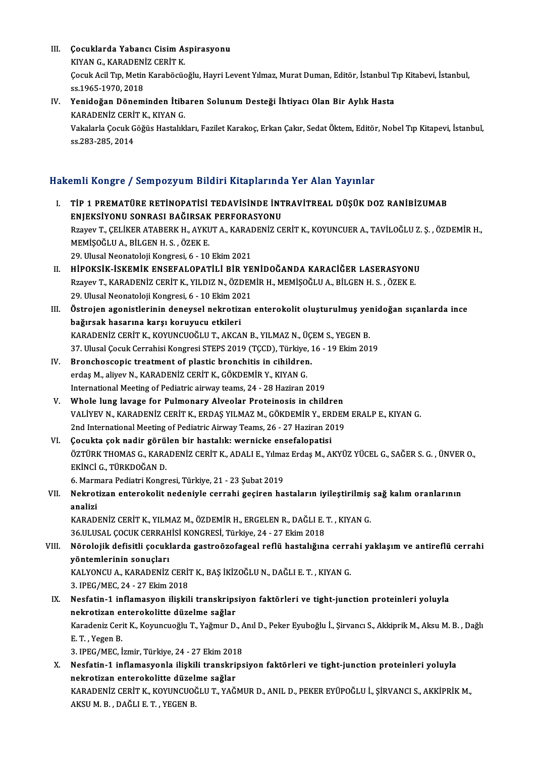III. **Çocuklarda Yabancı Cisim Aspirasyonu**
KIYAN G., KARADENİZ CERİT K.
Çocuk Acil Tıp, Metin Karaböcüoğlu, Hayri Levent Yılmaz, Murat Duman, Editör, İstanbul Tıp Kitabevi, İstanbul, ss.1965-1970, 2018

IV. **Yenidoğan Döneminden İtibaren Solunum Desteği İhtiyacı Olan Bir Aylık Hasta**
KARADENİZ CERİT K., KIYAN G.
Vakalarla Çocuk Göğüs Hastalıkları, Fazilet Karakoç, Erkan Çakır, Sedat Öktem, Editör, Nobel Tıp Kitapevi, İstanbul, ss.283-285, 2014

## Hakemli Kongre / Sempozyum Bildiri Kitaplarında Yer Alan Yayınlar

I. **TİP 1 PREMATÜRE RETİNOPATİSİ TEDAVİSİNDE İNTRAVİTREAL DÜŞÜK DOZ RANİBİZUMAB ENJEKSİYONU SONRASI BAĞIRSAK PERFORASYONU**
Rzayev T., ÇELİKER ATABERK H., AYKUT A., KARADENİZ CERİT K., KOYUNCUER A., TAVİLOĞLU Z. Ş. , ÖZDEMİR H., MEMİŞOĞLU A., BİLGEN H. S. , ÖZEK E.
29. Ulusal Neonatoloji Kongresi, 6 - 10 Ekim 2021

II. **HİPOKSİK-İSKEMİK ENSEFALOPATİLİ BİR YENİDOĞANDA KARACİĞER LASERASYONU**
Rzayev T., KARADENİZ CERİT K., YILDIZ N., ÖZDEMİR H., MEMİŞOĞLU A., BİLGEN H. S. , ÖZEK E.
29. Ulusal Neonatoloji Kongresi, 6 - 10 Ekim 2021

III. **Östrojen agonistlerinin deneysel nekrotizan enterokolit oluşturulmuş yenidoğan sıçanlarda ince bağırsak hasarına karşı koruyucu etkileri**
KARADENİZ CERİT K., KOYUNCUOĞLU T., AKCAN B., YILMAZ N., ÜÇEM S., YEGEN B.
37. Ulusal Çocuk Cerrahisi Kongresi STEPS 2019 (TÇCD), Türkiye, 16 - 19 Ekim 2019

IV. **Bronchoscopic treatment of plastic bronchitis in cihildren.**
erdaş M., aliyev N., KARADENİZ CERİT K., GÖKDEMİR Y., KIYAN G.
International Meeting of Pediatric airway teams, 24 - 28 Haziran 2019

V. **Whole lung lavage for Pulmonary Alveolar Proteinosis in children**
VALİYEV N., KARADENİZ CERİT K., ERDAŞ YILMAZ M., GÖKDEMİR Y., ERDEM ERALP E., KIYAN G.
2nd International Meeting of Pediatric Airway Teams, 26 - 27 Haziran 2019

VI. **Çocukta çok nadir görülen bir hastalık: wernicke ensefalopatisi**
ÖZTÜRK THOMAS G., KARADENİZ CERİT K., ADALI E., Yılmaz Erdaş M., AKYÜZ YÜCEL G., SAĞER S. G. , ÜNVER O., EKİNCİ G., TÜRKDOĞAN D.
6. Marmara Pediatri Kongresi, Türkiye, 21 - 23 Şubat 2019

VII. **Nekrotizan enterokolit nedeniyle cerrahi geçiren hastaların iyileştirilmiş sağ kalım oranlarının analizi**
KARADENİZ CERİT K., YILMAZ M., ÖZDEMİR H., ERGELEN R., DAĞLI E. T. , KIYAN G.
36.ULUSAL ÇOCUK CERRAHİSİ KONGRESİ, Türkiye, 24 - 27 Ekim 2018

VIII. **Nörolojik defisitli çocuklarda gastroözofageal reflü hastalığına cerrahi yaklaşım ve antireflü cerrahi yöntemlerinin sonuçları**
KALYONCU A., KARADENİZ CERİT K., BAŞ İKİZOĞLU N., DAĞLI E. T. , KIYAN G.
3. IPEG/MEC, 24 - 27 Ekim 2018

IX. **Nesfatin-1 inflamasyon ilişkili transkripsiyon faktörleri ve tight-junction proteinleri yoluyla nekrotizan enterokolitte düzelme sağlar**
Karadeniz Cerit K., Koyuncuoğlu T., Yağmur D., Anıl D., Peker Eyuboğlu İ., Şirvancı S., Akkiprik M., Aksu M. B. , Dağlı E. T. , Yegen B.
3. IPEG/MEC, İzmir, Türkiye, 24 - 27 Ekim 2018

X. **Nesfatin-1 inflamasyonla ilişkili transkripsiyon faktörleri ve tight-junction proteinleri yoluyla nekrotizan enterokolitte düzelme sağlar**
KARADENİZ CERİT K., KOYUNCUOĞLU T., YAĞMUR D., ANIL D., PEKER EYÜPOĞLU İ., ŞİRVANCI S., AKKİPRİK M., AKSU M. B. , DAĞLI E. T. , YEGEN B.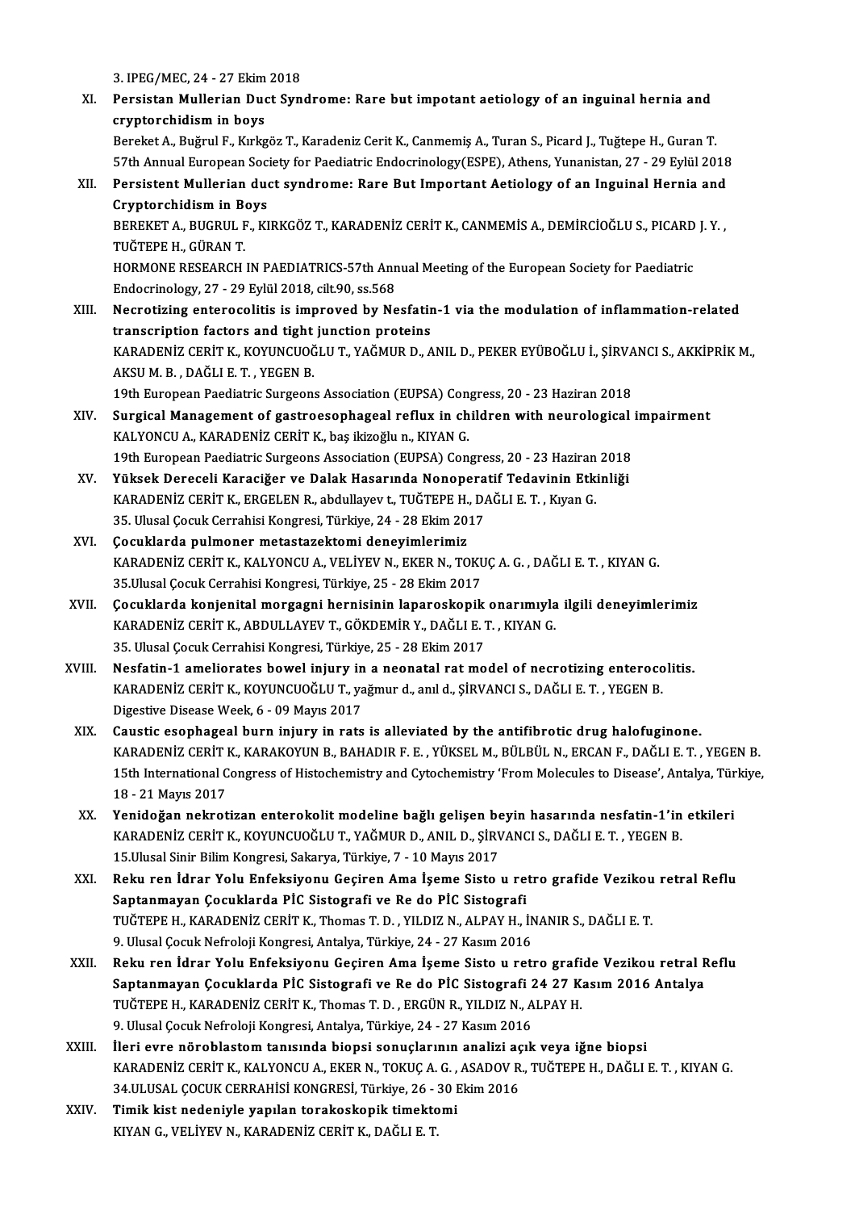3. IPEG/MEC, 24 - 27 Ekim 2018

XI. **Persistan Mullerian Duct Syndrome: Rare but impotant aetiology of an inguinal hernia and cryptorchidism in boys**
Bereket A., Buğrul F., Kırkgöz T., Karadeniz Cerit K., Canmemiş A., Turan S., Picard J., Tuğtepe H., Guran T.
57th Annual European Society for Paediatric Endocrinology(ESPE), Athens, Yunanistan, 27 - 29 Eylül 2018

XII. **Persistent Mullerian duct syndrome: Rare But Important Aetiology of an Inguinal Hernia and Cryptorchidism in Boys**
BEREKET A., BUGRUL F., KIRKGÖZ T., KARADENİZ CERİT K., CANMEMİS A., DEMİRCİOĞLU S., PICARD J. Y. , TUĞTEPE H., GÜRAN T.
HORMONE RESEARCH IN PAEDIATRICS-57th Annual Meeting of the European Society for Paediatric Endocrinology, 27 - 29 Eylül 2018, cilt.90, ss.568

XIII. **Necrotizing enterocolitis is improved by Nesfatin-1 via the modulation of inflammation-related transcription factors and tight junction proteins**
KARADENİZ CERİT K., KOYUNCUOĞLU T., YAĞMUR D., ANIL D., PEKER EYÜBOĞLU İ., ŞİRVANCI S., AKKİPRİK M., AKSU M. B. , DAĞLI E. T. , YEGEN B.
19th European Paediatric Surgeons Association (EUPSA) Congress, 20 - 23 Haziran 2018

XIV. **Surgical Management of gastroesophageal reflux in children with neurological impairment**
KALYONCU A., KARADENİZ CERİT K., baş ikizoğlu n., KIYAN G.
19th European Paediatric Surgeons Association (EUPSA) Congress, 20 - 23 Haziran 2018

XV. **Yüksek Dereceli Karaciğer ve Dalak Hasarında Nonoperatif Tedavinin Etkinliği**
KARADENİZ CERİT K., ERGELEN R., abdullayev t., TUĞTEPE H., DAĞLI E. T. , Kıyan G.
35. Ulusal Çocuk Cerrahisi Kongresi, Türkiye, 24 - 28 Ekim 2017

XVI. **Çocuklarda pulmoner metastazektomi deneyimlerimiz**
KARADENİZ CERİT K., KALYONCU A., VELİYEV N., EKER N., TOKUÇ A. G. , DAĞLI E. T. , KIYAN G.
35.Ulusal Çocuk Cerrahisi Kongresi, Türkiye, 25 - 28 Ekim 2017

XVII. **Çocuklarda konjenital morgagni hernisinin laparoskopik onarımıyla ilgili deneyimlerimiz**
KARADENİZ CERİT K., ABDULLAYEV T., GÖKDEMİR Y., DAĞLI E. T. , KIYAN G.
35. Ulusal Çocuk Cerrahisi Kongresi, Türkiye, 25 - 28 Ekim 2017

XVIII. **Nesfatin-1 ameliorates bowel injury in a neonatal rat model of necrotizing enterocolitis.**
KARADENİZ CERİT K., KOYUNCUOĞLU T., yağmur d., anıl d., ŞİRVANCI S., DAĞLI E. T. , YEGEN B.
Digestive Disease Week, 6 - 09 Mayıs 2017

XIX. **Caustic esophageal burn injury in rats is alleviated by the antifibrotic drug halofuginone.**
KARADENİZ CERİT K., KARAKOYUN B., BAHADIR F. E. , YÜKSEL M., BÜLBÜL N., ERCAN F., DAĞLI E. T. , YEGEN B.
15th International Congress of Histochemistry and Cytochemistry 'From Molecules to Disease', Antalya, Türkiye, 18 - 21 Mayıs 2017

XX. **Yenidoğan nekrotizan enterokolit modeline bağlı gelişen beyin hasarında nesfatin-1'in etkileri**
KARADENİZ CERİT K., KOYUNCUOĞLU T., YAĞMUR D., ANIL D., ŞİRVANCI S., DAĞLI E. T. , YEGEN B.
15.Ulusal Sinir Bilim Kongresi, Sakarya, Türkiye, 7 - 10 Mayıs 2017

XXI. **Reku ren İdrar Yolu Enfeksiyonu Geçiren Ama İşeme Sisto u retro grafide Vezikou retral Reflu Saptanmayan Çocuklarda PİC Sistografi ve Re do PİC Sistografi**
TUĞTEPE H., KARADENİZ CERİT K., Thomas T. D. , YILDIZ N., ALPAY H., İNANIR S., DAĞLI E. T.
9. Ulusal Çocuk Nefroloji Kongresi, Antalya, Türkiye, 24 - 27 Kasım 2016

XXII. **Reku ren İdrar Yolu Enfeksiyonu Geçiren Ama İşeme Sisto u retro grafide Vezikou retral Reflu Saptanmayan Çocuklarda PİC Sistografi ve Re do PİC Sistografi 24 27 Kasım 2016 Antalya**
TUĞTEPE H., KARADENİZ CERİT K., Thomas T. D. , ERGÜN R., YILDIZ N., ALPAY H.
9. Ulusal Çocuk Nefroloji Kongresi, Antalya, Türkiye, 24 - 27 Kasım 2016

XXIII. **İleri evre nöroblastom tanısında biopsi sonuçlarının analizi açık veya iğne biopsi**
KARADENİZ CERİT K., KALYONCU A., EKER N., TOKUÇ A. G. , ASADOV R., TUĞTEPE H., DAĞLI E. T. , KIYAN G.
34.ULUSAL ÇOCUK CERRAHİSİ KONGRESİ, Türkiye, 26 - 30 Ekim 2016

XXIV. **Timik kist nedeniyle yapılan torakoskopik timektomi**
KIYAN G., VELİYEV N., KARADENİZ CERİT K., DAĞLI E. T.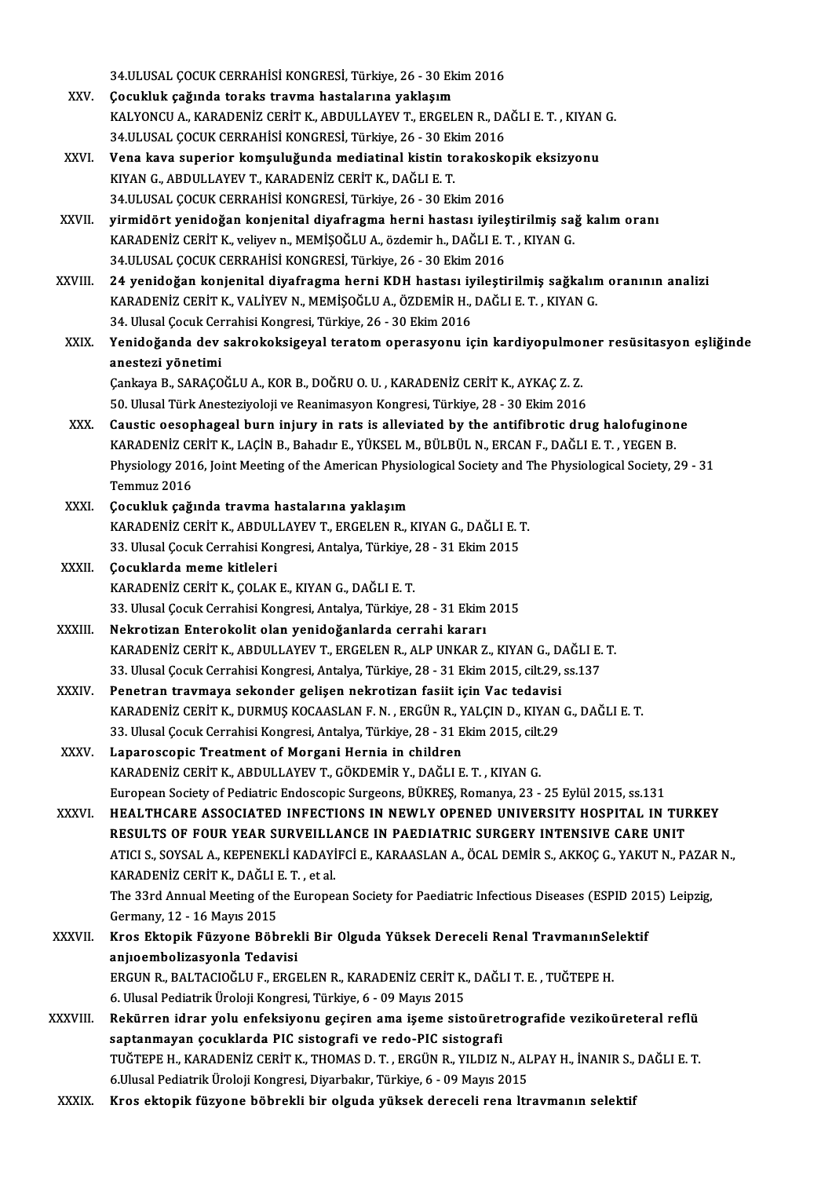34.ULUSAL ÇOCUK CERRAHİSİ KONGRESİ, Türkiye, 26 - 30 Ekim 2016

XXV. **Çocukluk çağında toraks travma hastalarına yaklaşım**
KALYONCU A., KARADENİZ CERİT K., ABDULLAYEV T., ERGELEN R., DAĞLI E. T. , KIYAN G.
34.ULUSAL ÇOCUK CERRAHİSİ KONGRESİ, Türkiye, 26 - 30 Ekim 2016

XXVI. **Vena kava superior komşuluğunda mediatinal kistin torakoskopik eksizyonu**
KIYAN G., ABDULLAYEV T., KARADENİZ CERİT K., DAĞLI E. T.
34.ULUSAL ÇOCUK CERRAHİSİ KONGRESİ, Türkiye, 26 - 30 Ekim 2016

XXVII. **yirmidört yenidoğan konjenital diyafragma herni hastası iyileştirilmiş sağ kalım oranı**
KARADENİZ CERİT K., veliyev n., MEMİŞOĞLU A., özdemir h., DAĞLI E. T. , KIYAN G.
34.ULUSAL ÇOCUK CERRAHİSİ KONGRESİ, Türkiye, 26 - 30 Ekim 2016

XXVIII. **24 yenidoğan konjenital diyafragma herni KDH hastası iyileştirilmiş sağkalım oranının analizi**
KARADENİZ CERİT K., VALİYEV N., MEMİŞOĞLU A., ÖZDEMİR H., DAĞLI E. T. , KIYAN G.
34. Ulusal Çocuk Cerrahisi Kongresi, Türkiye, 26 - 30 Ekim 2016

XXIX. **Yenidoğanda dev sakrokoksigeyal teratom operasyonu için kardiyopulmoner resüsitasyon eşliğinde anestezi yönetimi**
Çankaya B., SARAÇOĞLU A., KOR B., DOĞRU O. U. , KARADENİZ CERİT K., AYKAÇ Z. Z.
50. Ulusal Türk Anesteziyoloji ve Reanimasyon Kongresi, Türkiye, 28 - 30 Ekim 2016

XXX. **Caustic oesophageal burn injury in rats is alleviated by the antifibrotic drug halofuginone**
KARADENİZ CERİT K., LAÇİN B., Bahadır E., YÜKSEL M., BÜLBÜL N., ERCAN F., DAĞLI E. T. , YEGEN B.
Physiology 2016, Joint Meeting of the American Physiological Society and The Physiological Society, 29 - 31 Temmuz 2016

XXXI. **Çocukluk çağında travma hastalarına yaklaşım**
KARADENİZ CERİT K., ABDULLAYEV T., ERGELEN R., KIYAN G., DAĞLI E. T.
33. Ulusal Çocuk Cerrahisi Kongresi, Antalya, Türkiye, 28 - 31 Ekim 2015

XXXII. **Çocuklarda meme kitleleri**
KARADENİZ CERİT K., ÇOLAK E., KIYAN G., DAĞLI E. T.
33. Ulusal Çocuk Cerrahisi Kongresi, Antalya, Türkiye, 28 - 31 Ekim 2015

XXXIII. **Nekrotizan Enterokolit olan yenidoğanlarda cerrahi kararı**
KARADENİZ CERİT K., ABDULLAYEV T., ERGELEN R., ALP UNKAR Z., KIYAN G., DAĞLI E. T.
33. Ulusal Çocuk Cerrahisi Kongresi, Antalya, Türkiye, 28 - 31 Ekim 2015, cilt.29, ss.137

XXXIV. **Penetran travmaya sekonder gelişen nekrotizan fasiit için Vac tedavisi**
KARADENİZ CERİT K., DURMUŞ KOCAASLAN F. N. , ERGÜN R., YALÇIN D., KIYAN G., DAĞLI E. T.
33. Ulusal Çocuk Cerrahisi Kongresi, Antalya, Türkiye, 28 - 31 Ekim 2015, cilt.29

XXXV. **Laparoscopic Treatment of Morgani Hernia in children**
KARADENİZ CERİT K., ABDULLAYEV T., GÖKDEMİR Y., DAĞLI E. T. , KIYAN G.
European Society of Pediatric Endoscopic Surgeons, BÜKREŞ, Romanya, 23 - 25 Eylül 2015, ss.131

XXXVI. **HEALTHCARE ASSOCIATED INFECTIONS IN NEWLY OPENED UNIVERSITY HOSPITAL IN TURKEY RESULTS OF FOUR YEAR SURVEILLANCE IN PAEDIATRIC SURGERY INTENSIVE CARE UNIT**
ATICI S., SOYSAL A., KEPENEKLİ KADAYİFCİ E., KARAASLAN A., ÖCAL DEMİR S., AKKOÇ G., YAKUT N., PAZAR N., KARADENİZ CERİT K., DAĞLI E. T. , et al.
The 33rd Annual Meeting of the European Society for Paediatric Infectious Diseases (ESPID 2015) Leipzig, Germany, 12 - 16 Mayıs 2015

XXXVII. **Kros Ektopik Füzyone Böbrekli Bir Olguda Yüksek Dereceli Renal TravmanınSelektif anjıoembolizasyonla Tedavisi**
ERGUN R., BALTACIOĞLU F., ERGELEN R., KARADENİZ CERİT K., DAĞLI T. E. , TUĞTEPE H.
6. Ulusal Pediatrik Üroloji Kongresi, Türkiye, 6 - 09 Mayıs 2015

XXXVIII. **Rekürren idrar yolu enfeksiyonu geçiren ama işeme sistoüretrografide vezikoüreteral reflü saptanmayan çocuklarda PIC sistografi ve redo-PIC sistografi**
TUĞTEPE H., KARADENİZ CERİT K., THOMAS D. T. , ERGÜN R., YILDIZ N., ALPAY H., İNANIR S., DAĞLI E. T.
6.Ulusal Pediatrik Üroloji Kongresi, Diyarbakır, Türkiye, 6 - 09 Mayıs 2015

XXXIX. **Kros ektopik füzyone böbrekli bir olguda yüksek dereceli rena ltravmanın selektif**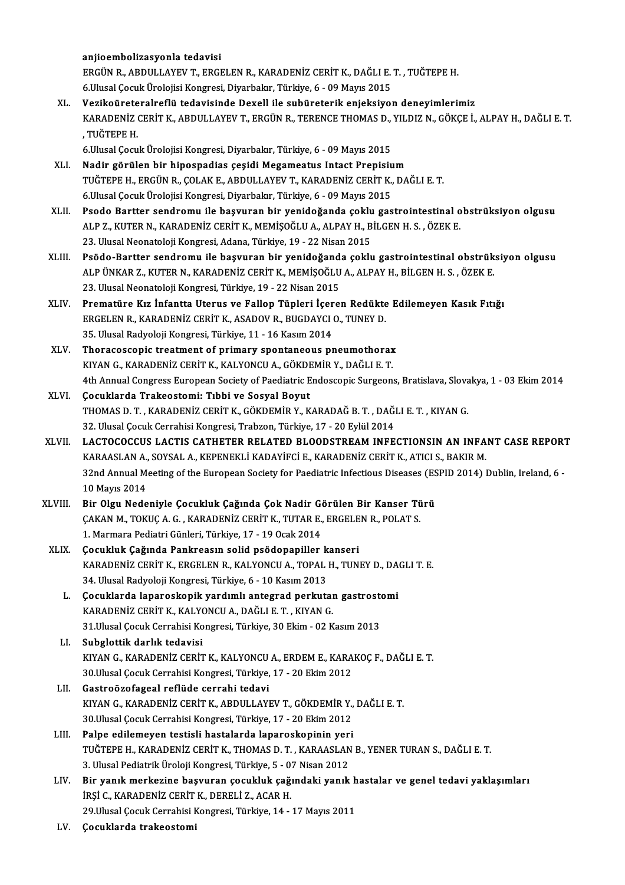**anjioembolizasyonla tedavisi**
ERGÜN R., ABDULLAYEV T., ERGELEN R., KARADENİZ CERİT K., DAĞLI E. T. , TUĞTEPE H.
6.Ulusal Çocuk Ürolojisi Kongresi, Diyarbakır, Türkiye, 6 - 09 Mayıs 2015

XL. **Vezikoüreteralreflü tedavisinde Dexell ile subüreterik enjeksiyon deneyimlerimiz**
KARADENİZ CERİT K., ABDULLAYEV T., ERGÜN R., TERENCE THOMAS D., YILDIZ N., GÖKÇE İ., ALPAY H., DAĞLI E. T. , TUĞTEPE H.
6.Ulusal Çocuk Ürolojisi Kongresi, Diyarbakır, Türkiye, 6 - 09 Mayıs 2015

XLI. **Nadir görülen bir hipospadias çeşidi Megameatus Intact Prepisium**
TUĞTEPE H., ERGÜN R., ÇOLAK E., ABDULLAYEV T., KARADENİZ CERİT K., DAĞLI E. T.
6.Ulusal Çocuk Ürolojisi Kongresi, Diyarbakır, Türkiye, 6 - 09 Mayıs 2015

XLII. **Psodo Bartter sendromu ile başvuran bir yenidoğanda çoklu gastrointestinal obstrüksiyon olgusu**
ALP Z., KUTER N., KARADENİZ CERİT K., MEMİŞOĞLU A., ALPAY H., BİLGEN H. S. , ÖZEK E.
23. Ulusal Neonatoloji Kongresi, Adana, Türkiye, 19 - 22 Nisan 2015

XLIII. **Psödo-Bartter sendromu ile başvuran bir yenidoğanda çoklu gastrointestinal obstrüksiyon olgusu**
ALP ÜNKAR Z., KUTER N., KARADENİZ CERİT K., MEMİŞOĞLU A., ALPAY H., BİLGEN H. S. , ÖZEK E.
23. Ulusal Neonatoloji Kongresi, Türkiye, 19 - 22 Nisan 2015

XLIV. **Prematüre Kız İnfantta Uterus ve Fallop Tüpleri İçeren Redükte Edilemeyen Kasık Fıtığı**
ERGELEN R., KARADENİZ CERİT K., ASADOV R., BUGDAYCI O., TUNEY D.
35. Ulusal Radyoloji Kongresi, Türkiye, 11 - 16 Kasım 2014

XLV. **Thoracoscopic treatment of primary spontaneous pneumothorax**
KIYAN G., KARADENİZ CERİT K., KALYONCU A., GÖKDEMİR Y., DAĞLI E. T.
4th Annual Congress European Society of Paediatric Endoscopic Surgeons, Bratislava, Slovakya, 1 - 03 Ekim 2014

XLVI. **Çocuklarda Trakeostomi: Tıbbi ve Sosyal Boyut**
THOMAS D. T. , KARADENİZ CERİT K., GÖKDEMİR Y., KARADAĞ B. T. , DAĞLI E. T. , KIYAN G.
32. Ulusal Çocuk Cerrahisi Kongresi, Trabzon, Türkiye, 17 - 20 Eylül 2014

XLVII. **LACTOCOCCUS LACTIS CATHETER RELATED BLOODSTREAM INFECTIONSIN AN INFANT CASE REPORT**
KARAASLAN A., SOYSAL A., KEPENEKLİ KADAYİFCİ E., KARADENİZ CERİT K., ATICI S., BAKIR M.
32nd Annual Meeting of the European Society for Paediatric Infectious Diseases (ESPID 2014) Dublin, Ireland, 6 - 10 Mayıs 2014

XLVIII. **Bir Olgu Nedeniyle Çocukluk Çağında Çok Nadir Görülen Bir Kanser Türü**
ÇAKAN M., TOKUÇ A. G. , KARADENİZ CERİT K., TUTAR E., ERGELEN R., POLAT S.
1. Marmara Pediatri Günleri, Türkiye, 17 - 19 Ocak 2014

XLIX. **Çocukluk Çağında Pankreasın solid psödopapiller kanseri**
KARADENİZ CERİT K., ERGELEN R., KALYONCU A., TOPAL H., TUNEY D., DAGLI T. E.
34. Ulusal Radyoloji Kongresi, Türkiye, 6 - 10 Kasım 2013

L. **Çocuklarda laparoskopik yardımlı antegrad perkutan gastrostomi**
KARADENİZ CERİT K., KALYONCU A., DAĞLI E. T. , KIYAN G.
31.Ulusal Çocuk Cerrahisi Kongresi, Türkiye, 30 Ekim - 02 Kasım 2013

LI. **Subglottik darlık tedavisi**
KIYAN G., KARADENİZ CERİT K., KALYONCU A., ERDEM E., KARAKOÇ F., DAĞLI E. T.
30.Ulusal Çocuk Cerrahisi Kongresi, Türkiye, 17 - 20 Ekim 2012

LII. **Gastroözofageal reflüde cerrahi tedavi**
KIYAN G., KARADENİZ CERİT K., ABDULLAYEV T., GÖKDEMİR Y., DAĞLI E. T.
30.Ulusal Çocuk Cerrahisi Kongresi, Türkiye, 17 - 20 Ekim 2012

LIII. **Palpe edilemeyen testisli hastalarda laparoskopinin yeri**
TUĞTEPE H., KARADENİZ CERİT K., THOMAS D. T. , KARAASLAN B., YENER TURAN S., DAĞLI E. T.
3. Ulusal Pediatrik Üroloji Kongresi, Türkiye, 5 - 07 Nisan 2012

LIV. **Bir yanık merkezine başvuran çocukluk çağındaki yanık hastalar ve genel tedavi yaklaşımları**
İRŞİ C., KARADENİZ CERİT K., DERELİ Z., ACAR H.
29.Ulusal Çocuk Cerrahisi Kongresi, Türkiye, 14 - 17 Mayıs 2011

LV. **Çocuklarda trakeostomi**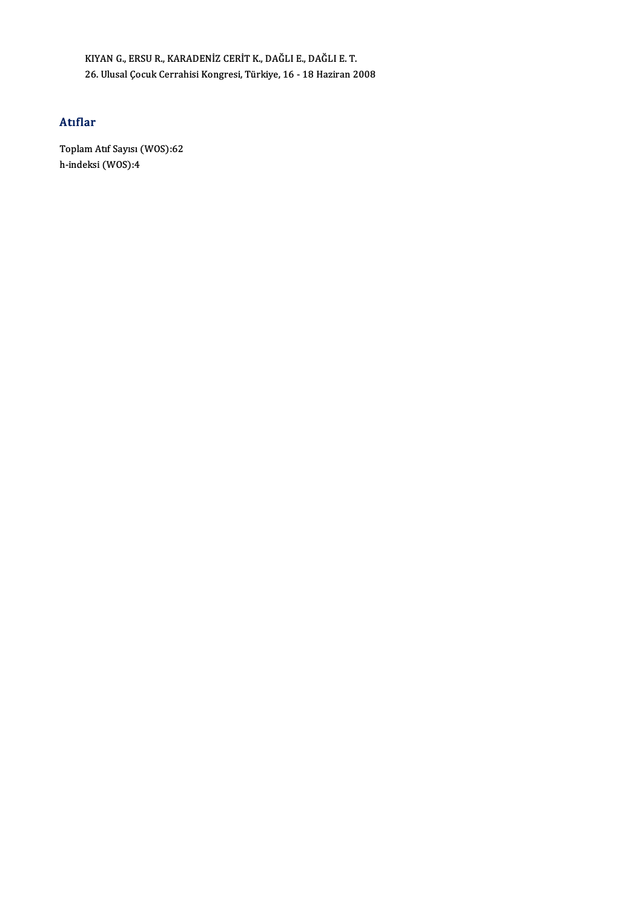KIYAN G., ERSU R., KARADENİZ CERİT K., DAĞLI E., DAĞLI E. T.
26. Ulusal Çocuk Cerrahisi Kongresi, Türkiye, 16 - 18 Haziran 2008

## Atıflar

Toplam Atıf Sayısı (WOS):62
h-indeksi (WOS):4